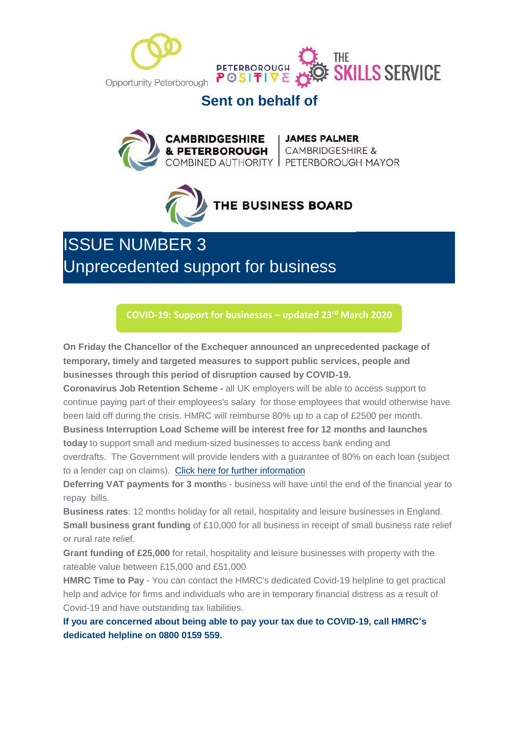Opportunity Peterborough | Peterborough Positive | The Skills Service

**Sent on behalf of**

**CAMBRIDGESHIRE & PETERBOROUGH** COMBINED AUTHORITY | **JAMES PALMER** CAMBRIDGESHIRE & PETERBOROUGH MAYOR

**THE BUSINESS BOARD**

# ISSUE NUMBER 3
# Unprecedented support for business

**COVID-19: Support for businesses – updated 23rd March 2020**

**On Friday the Chancellor of the Exchequer announced an unprecedented package of temporary, timely and targeted measures to support public services, people and businesses through this period of disruption caused by COVID-19.**

**Coronavirus Job Retention Scheme -** all UK employers will be able to access support to continue paying part of their employees's salary for those employees that would otherwise have been laid off during the crisis. HMRC will reimburse 80% up to a cap of £2500 per month.

**Business Interruption Load Scheme will be interest free for 12 months and launches today** to support small and medium-sized businesses to access bank ending and overdrafts. The Government will provide lenders with a guarantee of 80% on each loan (subject to a lender cap on claims). Click here for further information

**Deferring VAT payments for 3 month**s - business will have until the end of the financial year to repay bills.

**Business rates**: 12 months holiday for all retail, hospitality and leisure businesses in England.

**Small business grant funding** of £10,000 for all business in receipt of small business rate relief or rural rate relief.

**Grant funding of £25,000** for retail, hospitality and leisure businesses with property with the rateable value between £15,000 and £51,000

**HMRC Time to Pay** - You can contact the HMRC's dedicated Covid-19 helpline to get practical help and advice for firms and individuals who are in temporary financial distress as a result of Covid-19 and have outstanding tax liabilities.

**If you are concerned about being able to pay your tax due to COVID-19, call HMRC's dedicated helpline on 0800 0159 559.**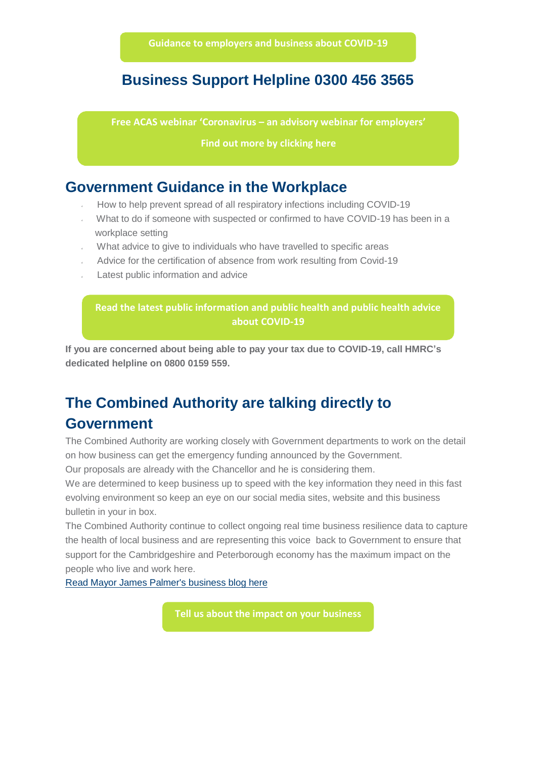**Guidance to employers and business about COVID-19**

## Business Support Helpline 0300 456 3565

**Free ACAS webinar 'Coronavirus – an advisory webinar for employers'**

**Find out more by clicking here**

## Government Guidance in the Workplace

- How to help prevent spread of all respiratory infections including COVID-19
- What to do if someone with suspected or confirmed to have COVID-19 has been in a workplace setting
- What advice to give to individuals who have travelled to specific areas
- Advice for the certification of absence from work resulting from Covid-19
- Latest public information and advice

**Read the latest public information and public health and public health advice about COVID-19**

**If you are concerned about being able to pay your tax due to COVID-19, call HMRC's dedicated helpline on 0800 0159 559.**

## The Combined Authority are talking directly to Government

The Combined Authority are working closely with Government departments to work on the detail on how business can get the emergency funding announced by the Government.
Our proposals are already with the Chancellor and he is considering them.
We are determined to keep business up to speed with the key information they need in this fast evolving environment so keep an eye on our social media sites, website and this business bulletin in your in box.
The Combined Authority continue to collect ongoing real time business resilience data to capture the health of local business and are representing this voice back to Government to ensure that support for the Cambridgeshire and Peterborough economy has the maximum impact on the people who live and work here.
Read Mayor James Palmer's business blog here

**Tell us about the impact on your business**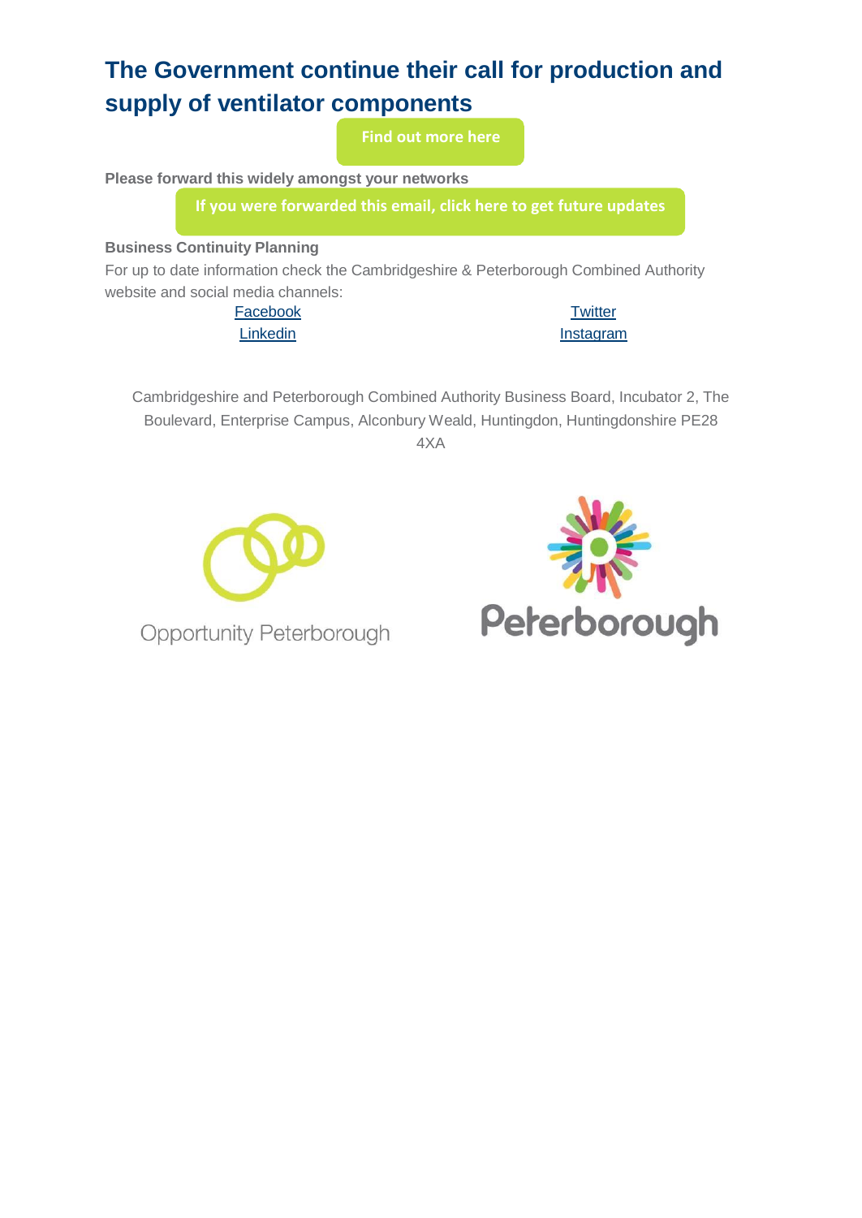## The Government continue their call for production and supply of ventilator components

Find out more here

**Please forward this widely amongst your networks**

If you were forwarded this email, click here to get future updates

**Business Continuity Planning**

For up to date information check the Cambridgeshire & Peterborough Combined Authority website and social media channels:

Facebook
Twitter
Linkedin
Instagram

Cambridgeshire and Peterborough Combined Authority Business Board, Incubator 2, The Boulevard, Enterprise Campus, Alconbury Weald, Huntingdon, Huntingdonshire PE28 4XA

Opportunity Peterborough

Peterborough